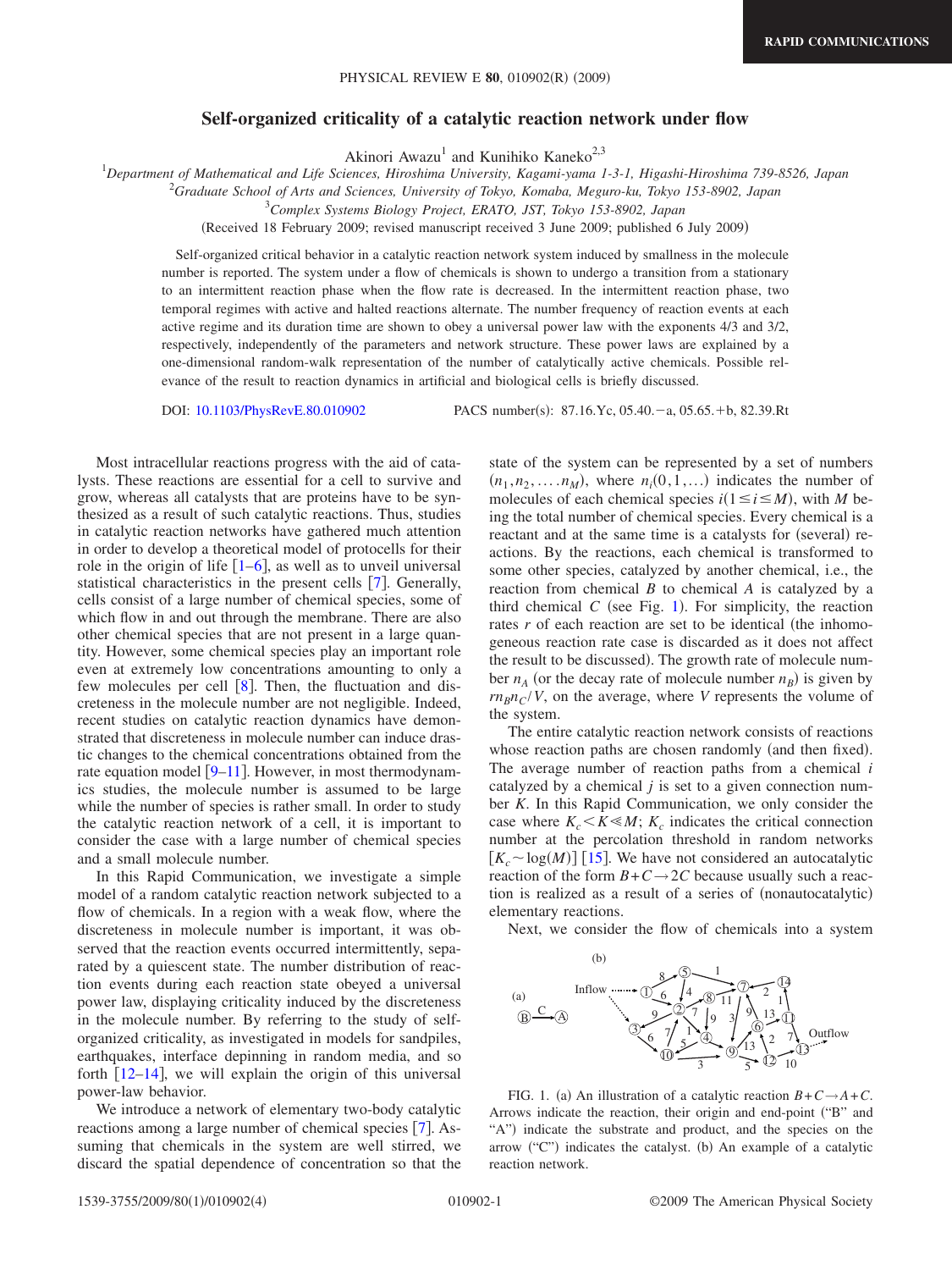# Self-organized criticality of a catalytic reaction network under flow

Akinori Awazu[1] and Kunihiko Kaneko[2,3]

[1]Department of Mathematical and Life Sciences, Hiroshima University, Kagami-yama 1-3-1, Higashi-Hiroshima 739-8526, Japan

[2]Graduate School of Arts and Sciences, University of Tokyo, Komaba, Meguro-ku, Tokyo 153-8902, Japan

[3]Complex Systems Biology Project, ERATO, JST, Tokyo 153-8902, Japan

(Received 18 February 2009; revised manuscript received 3 June 2009; published 6 July 2009)

Self-organized critical behavior in a catalytic reaction network system induced by smallness in the molecule number is reported. The system under a flow of chemicals is shown to undergo a transition from a stationary to an intermittent reaction phase when the flow rate is decreased. In the intermittent reaction phase, two temporal regimes with active and halted reactions alternate. The number frequency of reaction events at each active regime and its duration time are shown to obey a universal power law with the exponents 4/3 and 3/2, respectively, independently of the parameters and network structure. These power laws are explained by a one-dimensional random-walk representation of the number of catalytically active chemicals. Possible relevance of the result to reaction dynamics in artificial and biological cells is briefly discussed.

DOI: 10.1103/PhysRevE.80.010902 PACS number(s): 87.16.Yc, 05.40.−a, 05.65.+b, 82.39.Rt

Most intracellular reactions progress with the aid of catalysts. These reactions are essential for a cell to survive and grow, whereas all catalysts that are proteins have to be synthesized as a result of such catalytic reactions. Thus, studies in catalytic reaction networks have gathered much attention in order to develop a theoretical model of protocells for their role in the origin of life [1–6], as well as to unveil universal statistical characteristics in the present cells [7]. Generally, cells consist of a large number of chemical species, some of which flow in and out through the membrane. There are also other chemical species that are not present in a large quantity. However, some chemical species play an important role even at extremely low concentrations amounting to only a few molecules per cell [8]. Then, the fluctuation and discreteness in the molecule number are not negligible. Indeed, recent studies on catalytic reaction dynamics have demonstrated that discreteness in molecule number can induce drastic changes to the chemical concentrations obtained from the rate equation model [9–11]. However, in most thermodynamics studies, the molecule number is assumed to be large while the number of species is rather small. In order to study the catalytic reaction network of a cell, it is important to consider the case with a large number of chemical species and a small molecule number.

In this Rapid Communication, we investigate a simple model of a random catalytic reaction network subjected to a flow of chemicals. In a region with a weak flow, where the discreteness in molecule number is important, it was observed that the reaction events occurred intermittently, separated by a quiescent state. The number distribution of reaction events during each reaction state obeyed a universal power law, displaying criticality induced by the discreteness in the molecule number. By referring to the study of self-organized criticality, as investigated in models for sandpiles, earthquakes, interface depinning in random media, and so forth [12–14], we will explain the origin of this universal power-law behavior.

We introduce a network of elementary two-body catalytic reactions among a large number of chemical species [7]. Assuming that chemicals in the system are well stirred, we discard the spatial dependence of concentration so that the state of the system can be represented by a set of numbers $(n_1, n_2, \ldots, n_M)$, where $n_i(0,1,\ldots)$ indicates the number of molecules of each chemical species $i(1 \leq i \leq M)$, with $M$ being the total number of chemical species. Every chemical is a reactant and at the same time is a catalysts for (several) reactions. By the reactions, each chemical is transformed to some other species, catalyzed by another chemical, i.e., the reaction from chemical $B$ to chemical $A$ is catalyzed by a third chemical $C$ (see Fig. 1). For simplicity, the reaction rates $r$ of each reaction are set to be identical (the inhomogeneous reaction rate case is discarded as it does not affect the result to be discussed). The growth rate of molecule number $n_A$ (or the decay rate of molecule number $n_B$) is given by $rn_Bn_C/V$, on the average, where $V$ represents the volume of the system.

The entire catalytic reaction network consists of reactions whose reaction paths are chosen randomly (and then fixed). The average number of reaction paths from a chemical $i$ catalyzed by a chemical $j$ is set to a given connection number $K$. In this Rapid Communication, we only consider the case where $K_c < K \ll M$; $K_c$ indicates the critical connection number at the percolation threshold in random networks $[K_c \sim \log(M)]$ [15]. We have not considered an autocatalytic reaction of the form $B+C \rightarrow 2C$ because usually such a reaction is realized as a result of a series of (nonautocatalytic) elementary reactions.

Next, we consider the flow of chemicals into a system

FIG. 1. (a) An illustration of a catalytic reaction $B+C \rightarrow A+C$. Arrows indicate the reaction, their origin and end-point ("B" and "A") indicate the substrate and product, and the species on the arrow ("C") indicates the catalyst. (b) An example of a catalytic reaction network.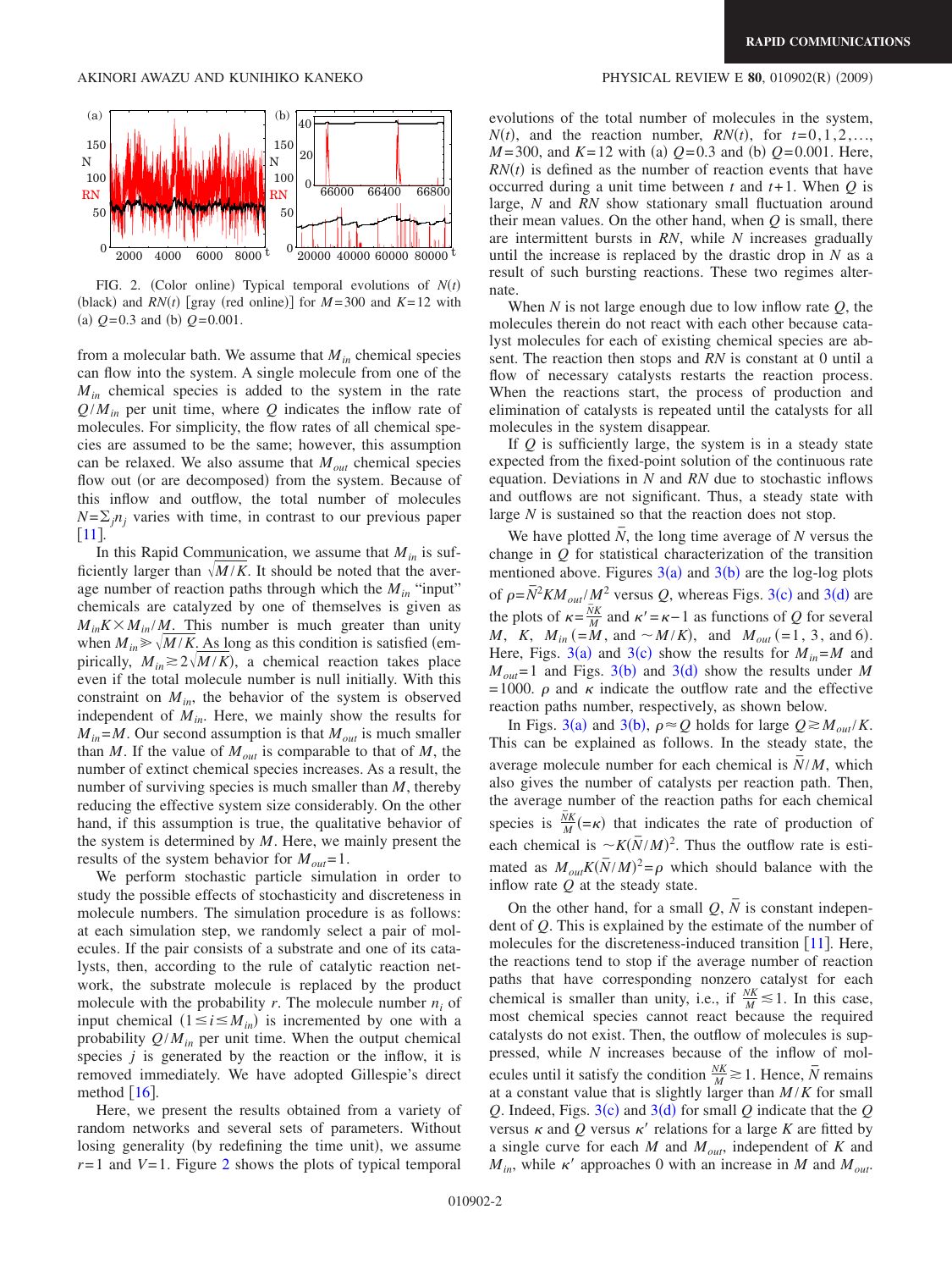FIG. 2. (Color online) Typical temporal evolutions of $N(t)$ (black) and $RN(t)$ [gray (red online)] for $M=300$ and $K=12$ with (a) $Q=0.3$ and (b) $Q=0.001$.

from a molecular bath. We assume that $M_{in}$ chemical species can flow into the system. A single molecule from one of the $M_{in}$ chemical species is added to the system in the rate $Q/M_{in}$ per unit time, where $Q$ indicates the inflow rate of molecules. For simplicity, the flow rates of all chemical species are assumed to be the same; however, this assumption can be relaxed. We also assume that $M_{out}$ chemical species flow out (or are decomposed) from the system. Because of this inflow and outflow, the total number of molecules $N=\Sigma_j n_j$ varies with time, in contrast to our previous paper [11].

In this Rapid Communication, we assume that $M_{in}$ is sufficiently larger than $\sqrt{M/K}$. It should be noted that the average number of reaction paths through which the $M_{in}$ "input" chemicals are catalyzed by one of themselves is given as $M_{in}K \times M_{in}/M$. This number is much greater than unity when $M_{in} \gg \sqrt{M/K}$. As long as this condition is satisfied (empirically, $M_{in} \gtrsim 2\sqrt{M/K}$), a chemical reaction takes place even if the total molecule number is null initially. With this constraint on $M_{in}$, the behavior of the system is observed independent of $M_{in}$. Here, we mainly show the results for $M_{in}=M$. Our second assumption is that $M_{out}$ is much smaller than $M$. If the value of $M_{out}$ is comparable to that of $M$, the number of extinct chemical species increases. As a result, the number of surviving species is much smaller than $M$, thereby reducing the effective system size considerably. On the other hand, if this assumption is true, the qualitative behavior of the system is determined by $M$. Here, we mainly present the results of the system behavior for $M_{out}=1$.

We perform stochastic particle simulation in order to study the possible effects of stochasticity and discreteness in molecule numbers. The simulation procedure is as follows: at each simulation step, we randomly select a pair of molecules. If the pair consists of a substrate and one of its catalysts, then, according to the rule of catalytic reaction network, the substrate molecule is replaced by the product molecule with the probability $r$. The molecule number $n_i$ of input chemical $(1 \leq i \leq M_{in})$ is incremented by one with a probability $Q/M_{in}$ per unit time. When the output chemical species $j$ is generated by the reaction or the inflow, it is removed immediately. We have adopted Gillespie's direct method [16].

Here, we present the results obtained from a variety of random networks and several sets of parameters. Without losing generality (by redefining the time unit), we assume $r=1$ and $V=1$. Figure 2 shows the plots of typical temporal evolutions of the total number of molecules in the system, $N(t)$, and the reaction number, $RN(t)$, for $t=0,1,2,\ldots$, $M=300$, and $K=12$ with (a) $Q=0.3$ and (b) $Q=0.001$. Here, $RN(t)$ is defined as the number of reaction events that have occurred during a unit time between $t$ and $t+1$. When $Q$ is large, $N$ and $RN$ show stationary small fluctuation around their mean values. On the other hand, when $Q$ is small, there are intermittent bursts in $RN$, while $N$ increases gradually until the increase is replaced by the drastic drop in $N$ as a result of such bursting reactions. These two regimes alternate.

When $N$ is not large enough due to low inflow rate $Q$, the molecules therein do not react with each other because catalyst molecules for each of existing chemical species are absent. The reaction then stops and $RN$ is constant at 0 until a flow of necessary catalysts restarts the reaction process. When the reactions start, the process of production and elimination of catalysts is repeated until the catalysts for all molecules in the system disappear.

If $Q$ is sufficiently large, the system is in a steady state expected from the fixed-point solution of the continuous rate equation. Deviations in $N$ and $RN$ due to stochastic inflows and outflows are not significant. Thus, a steady state with large $N$ is sustained so that the reaction does not stop.

We have plotted $\bar{N}$, the long time average of $N$ versus the change in $Q$ for statistical characterization of the transition mentioned above. Figures 3(a) and 3(b) are the log-log plots of $\rho=\bar{N}^2KM_{out}/M^2$ versus $Q$, whereas Figs. 3(c) and 3(d) are the plots of $\kappa=\frac{\bar{N}K}{M}$ and $\kappa'=\kappa-1$ as functions of $Q$ for several $M$, $K$, $M_{in}$ $(=M$, and $\sim M/K)$, and $M_{out}$ $(=1, 3$, and $6)$. Here, Figs. 3(a) and 3(c) show the results for $M_{in}=M$ and $M_{out}=1$ and Figs. 3(b) and 3(d) show the results under $M=1000$. $\rho$ and $\kappa$ indicate the outflow rate and the effective reaction paths number, respectively, as shown below.

In Figs. 3(a) and 3(b), $\rho \approx Q$ holds for large $Q \gtrsim M_{out}/K$. This can be explained as follows. In the steady state, the average molecule number for each chemical is $\bar{N}/M$, which also gives the number of catalysts per reaction path. Then, the average number of the reaction paths for each chemical species is $\frac{\bar{N}K}{M}(=\kappa)$ that indicates the rate of production of each chemical is $\sim K(\bar{N}/M)^2$. Thus the outflow rate is estimated as $M_{out}K(\bar{N}/M)^2=\rho$ which should balance with the inflow rate $Q$ at the steady state.

On the other hand, for a small $Q$, $\bar{N}$ is constant independent of $Q$. This is explained by the estimate of the number of molecules for the discreteness-induced transition [11]. Here, the reactions tend to stop if the average number of reaction paths that have corresponding nonzero catalyst for each chemical is smaller than unity, i.e., if $\frac{NK}{M} \lesssim 1$. In this case, most chemical species cannot react because the required catalysts do not exist. Then, the outflow of molecules is suppressed, while $N$ increases because of the inflow of molecules until it satisfy the condition $\frac{NK}{M} \gtrsim 1$. Hence, $\bar{N}$ remains at a constant value that is slightly larger than $M/K$ for small $Q$. Indeed, Figs. 3(c) and 3(d) for small $Q$ indicate that the $Q$ versus $\kappa$ and $Q$ versus $\kappa'$ relations for a large $K$ are fitted by a single curve for each $M$ and $M_{out}$, independent of $K$ and $M_{in}$, while $\kappa'$ approaches 0 with an increase in $M$ and $M_{out}$.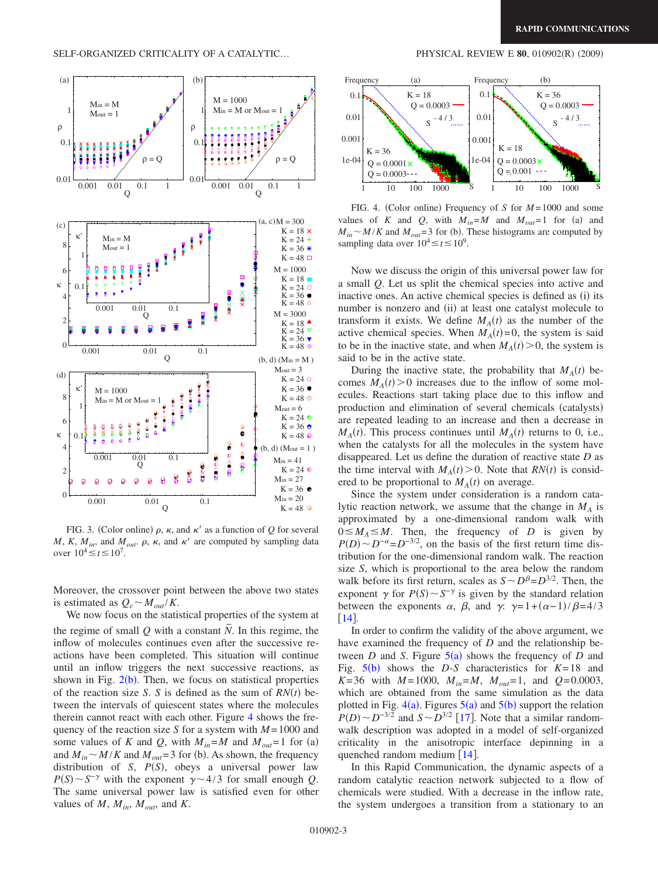FIG. 3. (Color online) $\rho$, $\kappa$, and $\kappa'$ as a function of $Q$ for several $M$, $K$, $M_{in}$, and $M_{out}$. $\rho$, $\kappa$, and $\kappa'$ are computed by sampling data over $10^4 \leq t \leq 10^7$.

FIG. 4. (Color online) Frequency of $S$ for $M=1000$ and some values of $K$ and $Q$, with $M_{in}=M$ and $M_{out}=1$ for (a) and $M_{in} \sim M/K$ and $M_{out}=3$ for (b). These histograms are computed by sampling data over $10^4 \leq t \leq 10^9$.

Moreover, the crossover point between the above two states is estimated as $Q_c \sim M_{out}/K$.

We now focus on the statistical properties of the system at the regime of small $Q$ with a constant $\bar{N}$. In this regime, the inflow of molecules continues even after the successive reactions have been completed. This situation will continue until an inflow triggers the next successive reactions, as shown in Fig. 2(b). Then, we focus on statistical properties of the reaction size $S$. $S$ is defined as the sum of $RN(t)$ between the intervals of quiescent states where the molecules therein cannot react with each other. Figure 4 shows the frequency of the reaction size $S$ for a system with $M=1000$ and some values of $K$ and $Q$, with $M_{in}=M$ and $M_{out}=1$ for (a) and $M_{in} \sim M/K$ and $M_{out}=3$ for (b). As shown, the frequency distribution of $S$, $P(S)$, obeys a universal power law $P(S) \sim S^{-\gamma}$ with the exponent $\gamma \sim 4/3$ for small enough $Q$. The same universal power law is satisfied even for other values of $M$, $M_{in}$, $M_{out}$, and $K$.

Now we discuss the origin of this universal power law for a small $Q$. Let us split the chemical species into active and inactive ones. An active chemical species is defined as (i) its number is nonzero and (ii) at least one catalyst molecule to transform it exists. We define $M_A(t)$ as the number of the active chemical species. When $M_A(t)=0$, the system is said to be in the inactive state, and when $M_A(t)>0$, the system is said to be in the active state.

During the inactive state, the probability that $M_A(t)$ becomes $M_A(t)>0$ increases due to the inflow of some molecules. Reactions start taking place due to this inflow and production and elimination of several chemicals (catalysts) are repeated leading to an increase and then a decrease in $M_A(t)$. This process continues until $M_A(t)$ returns to 0, i.e., when the catalysts for all the molecules in the system have disappeared. Let us define the duration of reactive state $D$ as the time interval with $M_A(t)>0$. Note that $RN(t)$ is considered to be proportional to $M_A(t)$ on average.

Since the system under consideration is a random catalytic reaction network, we assume that the change in $M_A$ is approximated by a one-dimensional random walk with $0 \leq M_A \leq M$. Then, the frequency of $D$ is given by $P(D) \sim D^{-\alpha} = D^{-3/2}$, on the basis of the first return time distribution for the one-dimensional random walk. The reaction size $S$, which is proportional to the area below the random walk before its first return, scales as $S \sim D^{\beta} = D^{3/2}$. Then, the exponent $\gamma$ for $P(S) \sim S^{-\gamma}$ is given by the standard relation between the exponents $\alpha$, $\beta$, and $\gamma$: $\gamma = 1 + (\alpha-1)/\beta = 4/3$ [14].

In order to confirm the validity of the above argument, we have examined the frequency of $D$ and the relationship between $D$ and $S$. Figure 5(a) shows the frequency of $D$ and Fig. 5(b) shows the $D$-$S$ characteristics for $K=18$ and $K=36$ with $M=1000$, $M_{in}=M$, $M_{out}=1$, and $Q=0.0003$, which are obtained from the same simulation as the data plotted in Fig. 4(a). Figures 5(a) and 5(b) support the relation $P(D) \sim D^{-3/2}$ and $S \sim D^{3/2}$ [17]. Note that a similar random-walk description was adopted in a model of self-organized criticality in the anisotropic interface depinning in a quenched random medium [14].

In this Rapid Communication, the dynamic aspects of a random catalytic reaction network subjected to a flow of chemicals were studied. With a decrease in the inflow rate, the system undergoes a transition from a stationary to an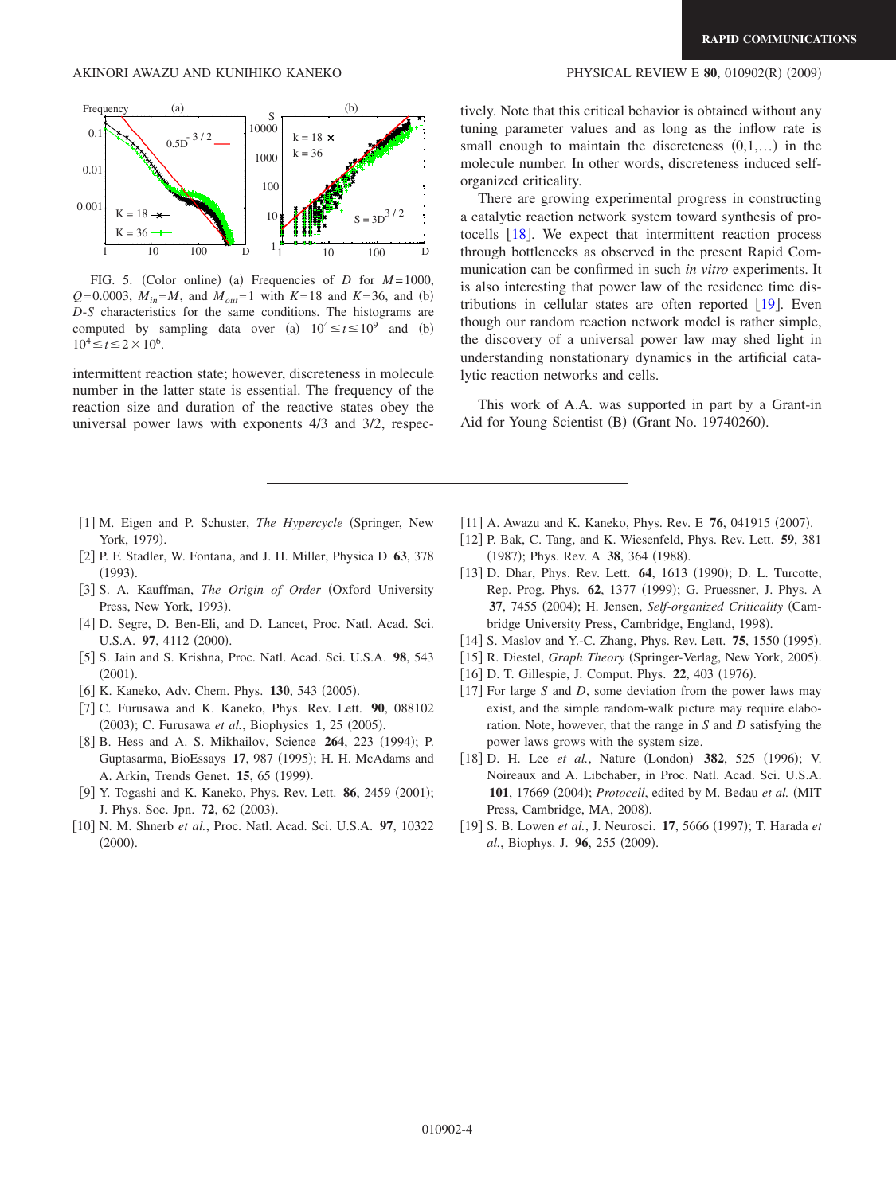Frequency (a)

0.1

0.01

0.001

$0.5D^{-3/2}$

K = 18

K = 36

1 10 100 D

S (b)

10000

1000

100

10

1

k = 18 ×

k = 36 +

$S = 3D^{3/2}$

1 10 100 D

FIG. 5. (Color online) (a) Frequencies of $D$ for $M=1000$, $Q=0.0003$, $M_{in}=M$, and $M_{out}=1$ with $K=18$ and $K=36$, and (b) $D$-$S$ characteristics for the same conditions. The histograms are computed by sampling data over (a) $10^4 \leq t \leq 10^9$ and (b) $10^4 \leq t \leq 2\times 10^6$.

intermittent reaction state; however, discreteness in molecule number in the latter state is essential. The frequency of the reaction size and duration of the reactive states obey the universal power laws with exponents 4/3 and 3/2, respectively. Note that this critical behavior is obtained without any tuning parameter values and as long as the inflow rate is small enough to maintain the discreteness (0,1,...) in the molecule number. In other words, discreteness induced self-organized criticality.

There are growing experimental progress in constructing a catalytic reaction network system toward synthesis of protocells [18]. We expect that intermittent reaction process through bottlenecks as observed in the present Rapid Communication can be confirmed in such *in vitro* experiments. It is also interesting that power law of the residence time distributions in cellular states are often reported [19]. Even though our random reaction network model is rather simple, the discovery of a universal power law may shed light in understanding nonstationary dynamics in the artificial catalytic reaction networks and cells.

This work of A.A. was supported in part by a Grant-in Aid for Young Scientist (B) (Grant No. 19740260).

---

[1] M. Eigen and P. Schuster, *The Hypercycle* (Springer, New York, 1979).
[2] P. F. Stadler, W. Fontana, and J. H. Miller, Physica D **63**, 378 (1993).
[3] S. A. Kauffman, *The Origin of Order* (Oxford University Press, New York, 1993).
[4] D. Segre, D. Ben-Eli, and D. Lancet, Proc. Natl. Acad. Sci. U.S.A. **97**, 4112 (2000).
[5] S. Jain and S. Krishna, Proc. Natl. Acad. Sci. U.S.A. **98**, 543 (2001).
[6] K. Kaneko, Adv. Chem. Phys. **130**, 543 (2005).
[7] C. Furusawa and K. Kaneko, Phys. Rev. Lett. **90**, 088102 (2003); C. Furusawa *et al.*, Biophysics **1**, 25 (2005).
[8] B. Hess and A. S. Mikhailov, Science **264**, 223 (1994); P. Guptasarma, BioEssays **17**, 987 (1995); H. H. McAdams and A. Arkin, Trends Genet. **15**, 65 (1999).
[9] Y. Togashi and K. Kaneko, Phys. Rev. Lett. **86**, 2459 (2001); J. Phys. Soc. Jpn. **72**, 62 (2003).
[10] N. M. Shnerb *et al.*, Proc. Natl. Acad. Sci. U.S.A. **97**, 10322 (2000).
[11] A. Awazu and K. Kaneko, Phys. Rev. E **76**, 041915 (2007).
[12] P. Bak, C. Tang, and K. Wiesenfeld, Phys. Rev. Lett. **59**, 381 (1987); Phys. Rev. A **38**, 364 (1988).
[13] D. Dhar, Phys. Rev. Lett. **64**, 1613 (1990); D. L. Turcotte, Rep. Prog. Phys. **62**, 1377 (1999); G. Pruessner, J. Phys. A **37**, 7455 (2004); H. Jensen, *Self-organized Criticality* (Cambridge University Press, Cambridge, England, 1998).
[14] S. Maslov and Y.-C. Zhang, Phys. Rev. Lett. **75**, 1550 (1995).
[15] R. Diestel, *Graph Theory* (Springer-Verlag, New York, 2005).
[16] D. T. Gillespie, J. Comput. Phys. **22**, 403 (1976).
[17] For large $S$ and $D$, some deviation from the power laws may exist, and the simple random-walk picture may require elaboration. Note, however, that the range in $S$ and $D$ satisfying the power laws grows with the system size.
[18] D. H. Lee *et al.*, Nature (London) **382**, 525 (1996); V. Noireaux and A. Libchaber, in Proc. Natl. Acad. Sci. U.S.A. **101**, 17669 (2004); *Protocell*, edited by M. Bedau *et al.* (MIT Press, Cambridge, MA, 2008).
[19] S. B. Lowen *et al.*, J. Neurosci. **17**, 5666 (1997); T. Harada *et al.*, Biophys. J. **96**, 255 (2009).